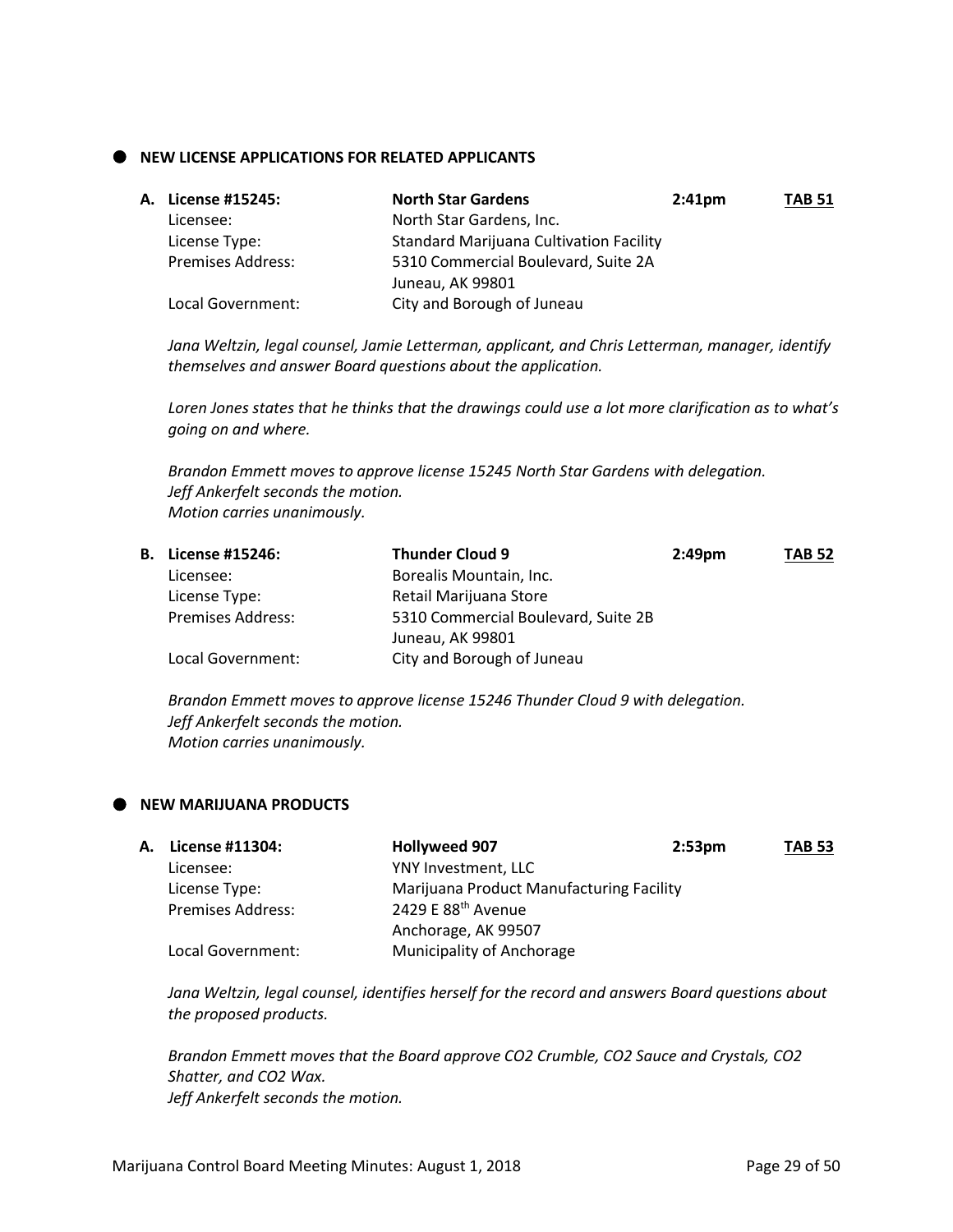## NEW LICENSE APPLICATIONS FOR RELATED APPLICANTS

**A. License #15245:** **North Star Gardens** **2:41pm** **TAB 51**

| | |
|---|---|
| Licensee: | North Star Gardens, Inc. |
| License Type: | Standard Marijuana Cultivation Facility |
| Premises Address: | 5310 Commercial Boulevard, Suite 2A<br>Juneau, AK 99801 |
| Local Government: | City and Borough of Juneau |

*Jana Weltzin, legal counsel, Jamie Letterman, applicant, and Chris Letterman, manager, identify themselves and answer Board questions about the application.*

*Loren Jones states that he thinks that the drawings could use a lot more clarification as to what's going on and where.*

*Brandon Emmett moves to approve license 15245 North Star Gardens with delegation.*
*Jeff Ankerfelt seconds the motion.*
*Motion carries unanimously.*

**B. License #15246:** **Thunder Cloud 9** **2:49pm** **TAB 52**

| | |
|---|---|
| Licensee: | Borealis Mountain, Inc. |
| License Type: | Retail Marijuana Store |
| Premises Address: | 5310 Commercial Boulevard, Suite 2B<br>Juneau, AK 99801 |
| Local Government: | City and Borough of Juneau |

*Brandon Emmett moves to approve license 15246 Thunder Cloud 9 with delegation.*
*Jeff Ankerfelt seconds the motion.*
*Motion carries unanimously.*

## NEW MARIJUANA PRODUCTS

**A. License #11304:** **Hollyweed 907** **2:53pm** **TAB 53**

| | |
|---|---|
| Licensee: | YNY Investment, LLC |
| License Type: | Marijuana Product Manufacturing Facility |
| Premises Address: | 2429 E 88th Avenue<br>Anchorage, AK 99507 |
| Local Government: | Municipality of Anchorage |

*Jana Weltzin, legal counsel, identifies herself for the record and answers Board questions about the proposed products.*

*Brandon Emmett moves that the Board approve CO2 Crumble, CO2 Sauce and Crystals, CO2 Shatter, and CO2 Wax.*
*Jeff Ankerfelt seconds the motion.*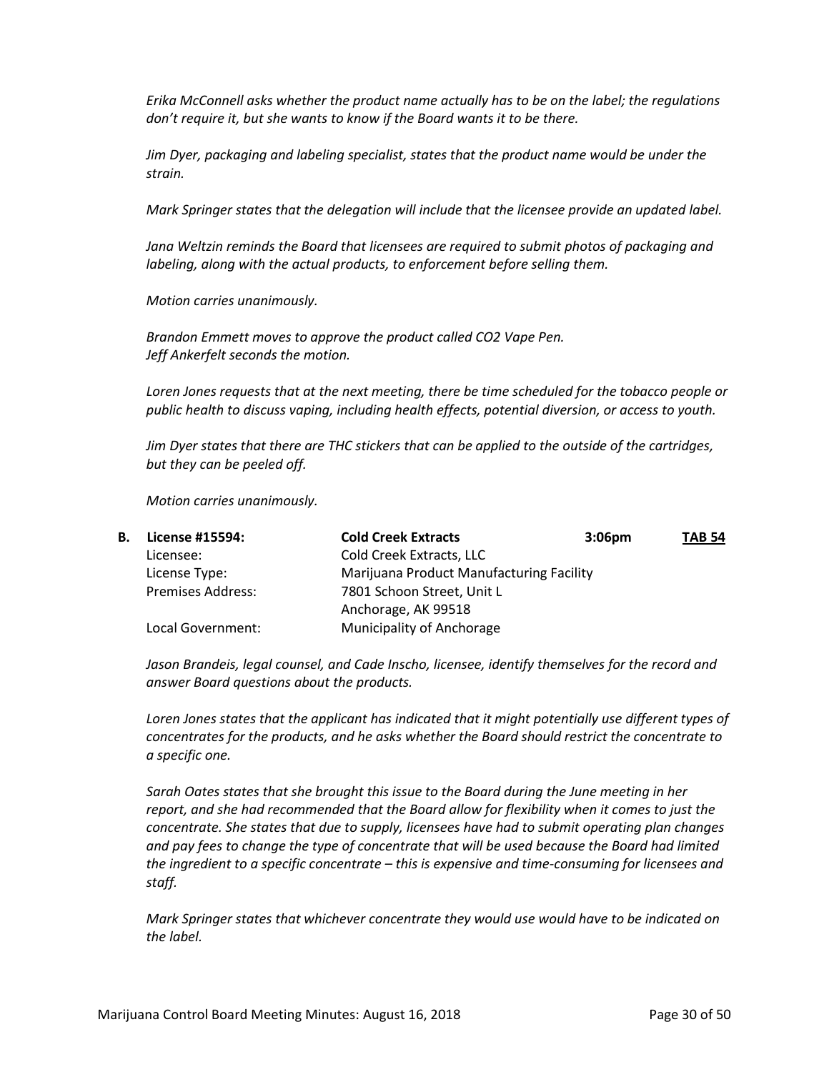*Erika McConnell asks whether the product name actually has to be on the label; the regulations don't require it, but she wants to know if the Board wants it to be there.*

*Jim Dyer, packaging and labeling specialist, states that the product name would be under the strain.*

*Mark Springer states that the delegation will include that the licensee provide an updated label.*

*Jana Weltzin reminds the Board that licensees are required to submit photos of packaging and labeling, along with the actual products, to enforcement before selling them.*

*Motion carries unanimously.*

*Brandon Emmett moves to approve the product called CO2 Vape Pen.*
*Jeff Ankerfelt seconds the motion.*

*Loren Jones requests that at the next meeting, there be time scheduled for the tobacco people or public health to discuss vaping, including health effects, potential diversion, or access to youth.*

*Jim Dyer states that there are THC stickers that can be applied to the outside of the cartridges, but they can be peeled off.*

*Motion carries unanimously.*

| **B. License #15594:** | **Cold Creek Extracts** | **3:06pm** | **TAB 54** |
|---|---|---|---|
| Licensee: | Cold Creek Extracts, LLC | | |
| License Type: | Marijuana Product Manufacturing Facility | | |
| Premises Address: | 7801 Schoon Street, Unit L<br>Anchorage, AK 99518 | | |
| Local Government: | Municipality of Anchorage | | |

*Jason Brandeis, legal counsel, and Cade Inscho, licensee, identify themselves for the record and answer Board questions about the products.*

*Loren Jones states that the applicant has indicated that it might potentially use different types of concentrates for the products, and he asks whether the Board should restrict the concentrate to a specific one.*

*Sarah Oates states that she brought this issue to the Board during the June meeting in her report, and she had recommended that the Board allow for flexibility when it comes to just the concentrate. She states that due to supply, licensees have had to submit operating plan changes and pay fees to change the type of concentrate that will be used because the Board had limited the ingredient to a specific concentrate – this is expensive and time-consuming for licensees and staff.*

*Mark Springer states that whichever concentrate they would use would have to be indicated on the label.*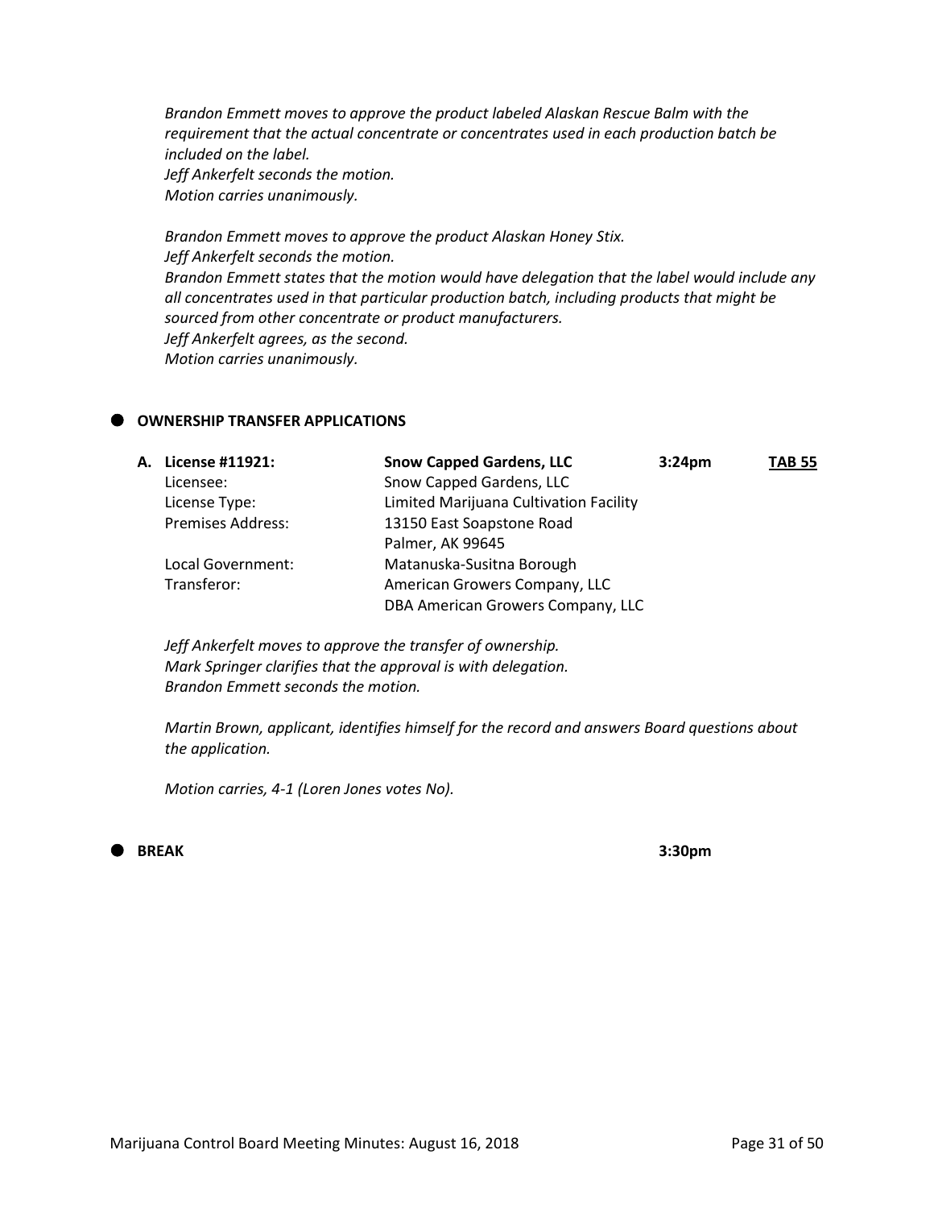*Brandon Emmett moves to approve the product labeled Alaskan Rescue Balm with the requirement that the actual concentrate or concentrates used in each production batch be included on the label.*
*Jeff Ankerfelt seconds the motion.*
*Motion carries unanimously.*

*Brandon Emmett moves to approve the product Alaskan Honey Stix.*
*Jeff Ankerfelt seconds the motion.*
*Brandon Emmett states that the motion would have delegation that the label would include any all concentrates used in that particular production batch, including products that might be sourced from other concentrate or product manufacturers.*
*Jeff Ankerfelt agrees, as the second.*
*Motion carries unanimously.*

- **OWNERSHIP TRANSFER APPLICATIONS**

| | | | |
|---|---|---|---|
| **A. License #11921:** | **Snow Capped Gardens, LLC** | **3:24pm** | **TAB 55** |
| Licensee: | Snow Capped Gardens, LLC | | |
| License Type: | Limited Marijuana Cultivation Facility | | |
| Premises Address: | 13150 East Soapstone Road<br>Palmer, AK 99645 | | |
| Local Government: | Matanuska-Susitna Borough | | |
| Transferor: | American Growers Company, LLC<br>DBA American Growers Company, LLC | | |

*Jeff Ankerfelt moves to approve the transfer of ownership.*
*Mark Springer clarifies that the approval is with delegation.*
*Brandon Emmett seconds the motion.*

*Martin Brown, applicant, identifies himself for the record and answers Board questions about the application.*

*Motion carries, 4-1 (Loren Jones votes No).*

- **BREAK** **3:30pm**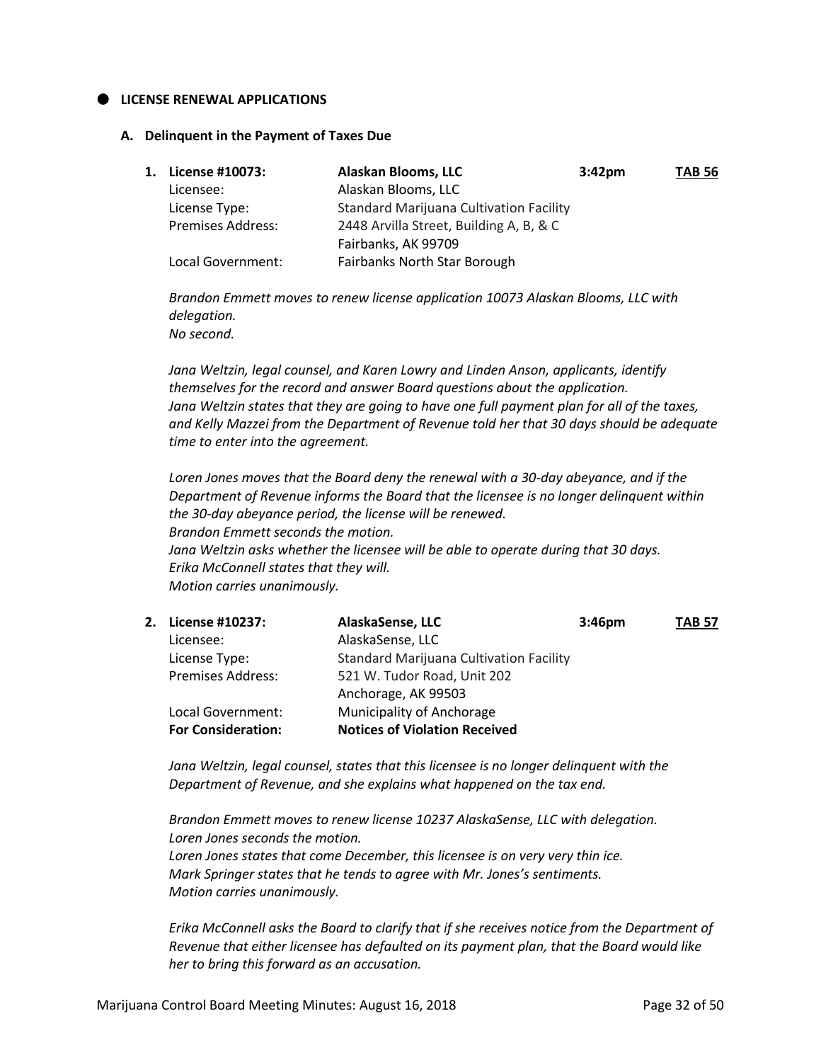- **LICENSE RENEWAL APPLICATIONS**

**A. Delinquent in the Payment of Taxes Due**

| **1. License #10073:** | **Alaskan Blooms, LLC** | **3:42pm** | **TAB 56** |
|---|---|---|---|
| Licensee: | Alaskan Blooms, LLC | | |
| License Type: | Standard Marijuana Cultivation Facility | | |
| Premises Address: | 2448 Arvilla Street, Building A, B, & C<br>Fairbanks, AK 99709 | | |
| Local Government: | Fairbanks North Star Borough | | |

*Brandon Emmett moves to renew license application 10073 Alaskan Blooms, LLC with delegation.*
*No second.*

*Jana Weltzin, legal counsel, and Karen Lowry and Linden Anson, applicants, identify themselves for the record and answer Board questions about the application.*
*Jana Weltzin states that they are going to have one full payment plan for all of the taxes, and Kelly Mazzei from the Department of Revenue told her that 30 days should be adequate time to enter into the agreement.*

*Loren Jones moves that the Board deny the renewal with a 30-day abeyance, and if the Department of Revenue informs the Board that the licensee is no longer delinquent within the 30-day abeyance period, the license will be renewed.*
*Brandon Emmett seconds the motion.*
*Jana Weltzin asks whether the licensee will be able to operate during that 30 days.*
*Erika McConnell states that they will.*
*Motion carries unanimously.*

| **2. License #10237:** | **AlaskaSense, LLC** | **3:46pm** | **TAB 57** |
|---|---|---|---|
| Licensee: | AlaskaSense, LLC | | |
| License Type: | Standard Marijuana Cultivation Facility | | |
| Premises Address: | 521 W. Tudor Road, Unit 202<br>Anchorage, AK 99503 | | |
| Local Government: | Municipality of Anchorage | | |
| **For Consideration:** | **Notices of Violation Received** | | |

*Jana Weltzin, legal counsel, states that this licensee is no longer delinquent with the Department of Revenue, and she explains what happened on the tax end.*

*Brandon Emmett moves to renew license 10237 AlaskaSense, LLC with delegation.*
*Loren Jones seconds the motion.*
*Loren Jones states that come December, this licensee is on very very thin ice.*
*Mark Springer states that he tends to agree with Mr. Jones's sentiments.*
*Motion carries unanimously.*

*Erika McConnell asks the Board to clarify that if she receives notice from the Department of Revenue that either licensee has defaulted on its payment plan, that the Board would like her to bring this forward as an accusation.*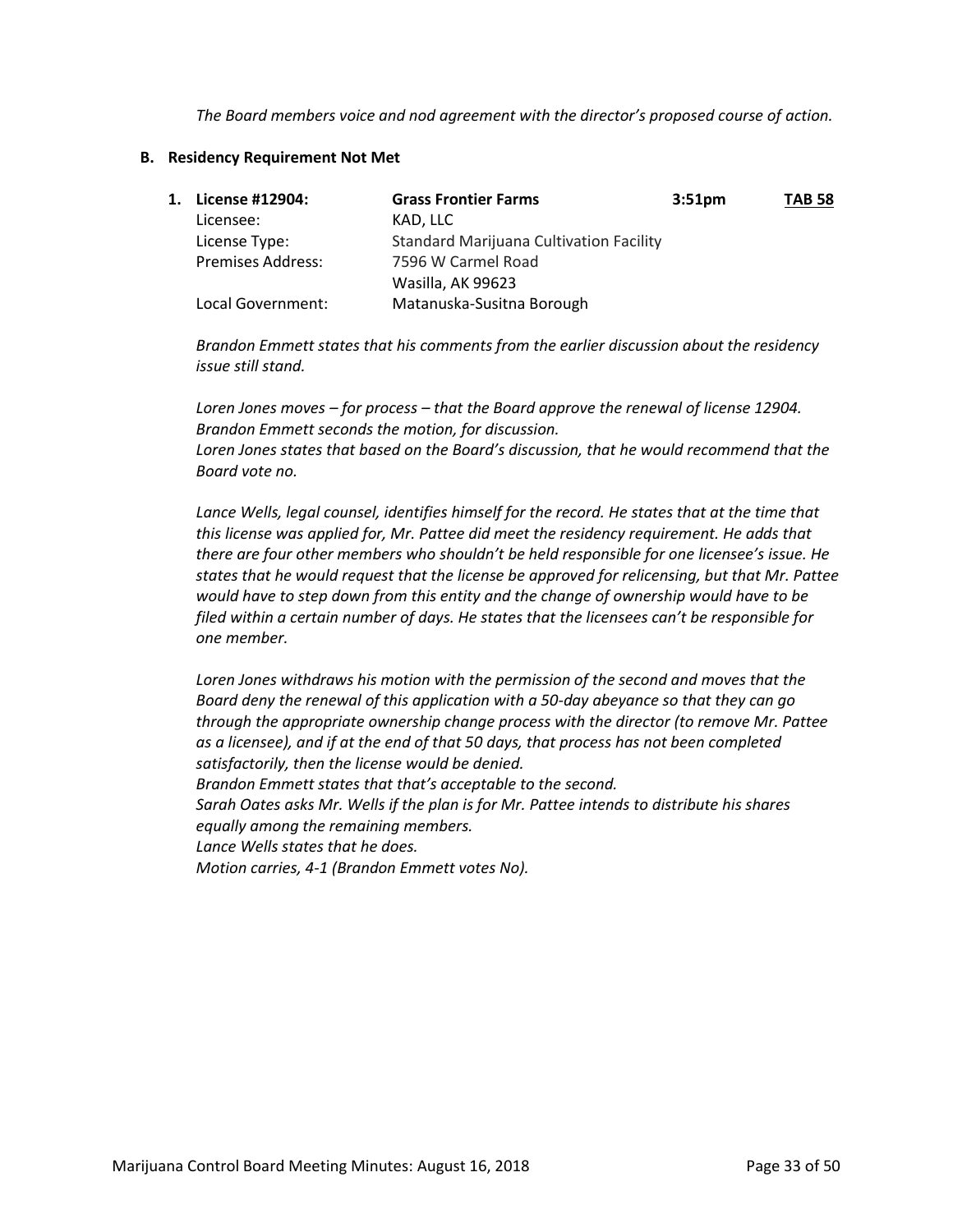*The Board members voice and nod agreement with the director's proposed course of action.*

**B. Residency Requirement Not Met**

1. **License #12904: Grass Frontier Farms 3:51pm TAB 58**

| | |
|---|---|
| Licensee: | KAD, LLC |
| License Type: | Standard Marijuana Cultivation Facility |
| Premises Address: | 7596 W Carmel Road<br>Wasilla, AK 99623 |
| Local Government: | Matanuska-Susitna Borough |

*Brandon Emmett states that his comments from the earlier discussion about the residency issue still stand.*

*Loren Jones moves – for process – that the Board approve the renewal of license 12904.*
*Brandon Emmett seconds the motion, for discussion.*
*Loren Jones states that based on the Board's discussion, that he would recommend that the Board vote no.*

*Lance Wells, legal counsel, identifies himself for the record. He states that at the time that this license was applied for, Mr. Pattee did meet the residency requirement. He adds that there are four other members who shouldn't be held responsible for one licensee's issue. He states that he would request that the license be approved for relicensing, but that Mr. Pattee would have to step down from this entity and the change of ownership would have to be filed within a certain number of days. He states that the licensees can't be responsible for one member.*

*Loren Jones withdraws his motion with the permission of the second and moves that the Board deny the renewal of this application with a 50-day abeyance so that they can go through the appropriate ownership change process with the director (to remove Mr. Pattee as a licensee), and if at the end of that 50 days, that process has not been completed satisfactorily, then the license would be denied.*
*Brandon Emmett states that that's acceptable to the second.*
*Sarah Oates asks Mr. Wells if the plan is for Mr. Pattee intends to distribute his shares equally among the remaining members.*
*Lance Wells states that he does.*
*Motion carries, 4-1 (Brandon Emmett votes No).*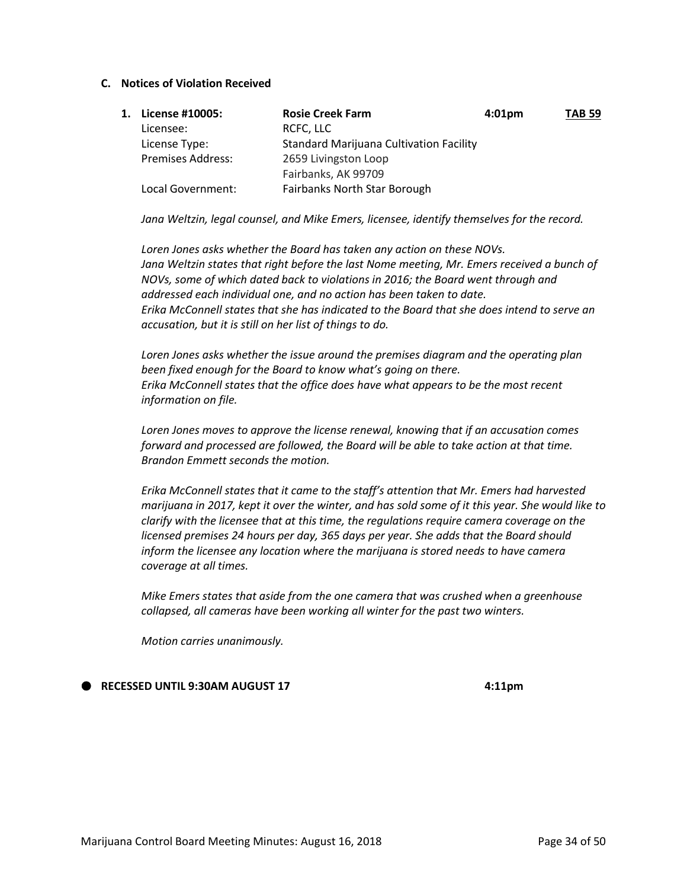### C. Notices of Violation Received

| 1. License #10005: | **Rosie Creek Farm** | **4:01pm** | **TAB 59** |
|---|---|---|---|
| Licensee: | RCFC, LLC | | |
| License Type: | Standard Marijuana Cultivation Facility | | |
| Premises Address: | 2659 Livingston Loop<br>Fairbanks, AK 99709 | | |
| Local Government: | Fairbanks North Star Borough | | |

*Jana Weltzin, legal counsel, and Mike Emers, licensee, identify themselves for the record.*

*Loren Jones asks whether the Board has taken any action on these NOVs.*
*Jana Weltzin states that right before the last Nome meeting, Mr. Emers received a bunch of NOVs, some of which dated back to violations in 2016; the Board went through and addressed each individual one, and no action has been taken to date.*
*Erika McConnell states that she has indicated to the Board that she does intend to serve an accusation, but it is still on her list of things to do.*

*Loren Jones asks whether the issue around the premises diagram and the operating plan been fixed enough for the Board to know what's going on there.*
*Erika McConnell states that the office does have what appears to be the most recent information on file.*

*Loren Jones moves to approve the license renewal, knowing that if an accusation comes forward and processed are followed, the Board will be able to take action at that time.*
*Brandon Emmett seconds the motion.*

*Erika McConnell states that it came to the staff's attention that Mr. Emers had harvested marijuana in 2017, kept it over the winter, and has sold some of it this year. She would like to clarify with the licensee that at this time, the regulations require camera coverage on the licensed premises 24 hours per day, 365 days per year. She adds that the Board should inform the licensee any location where the marijuana is stored needs to have camera coverage at all times.*

*Mike Emers states that aside from the one camera that was crushed when a greenhouse collapsed, all cameras have been working all winter for the past two winters.*

*Motion carries unanimously.*

- **RECESSED UNTIL 9:30AM AUGUST 17** **4:11pm**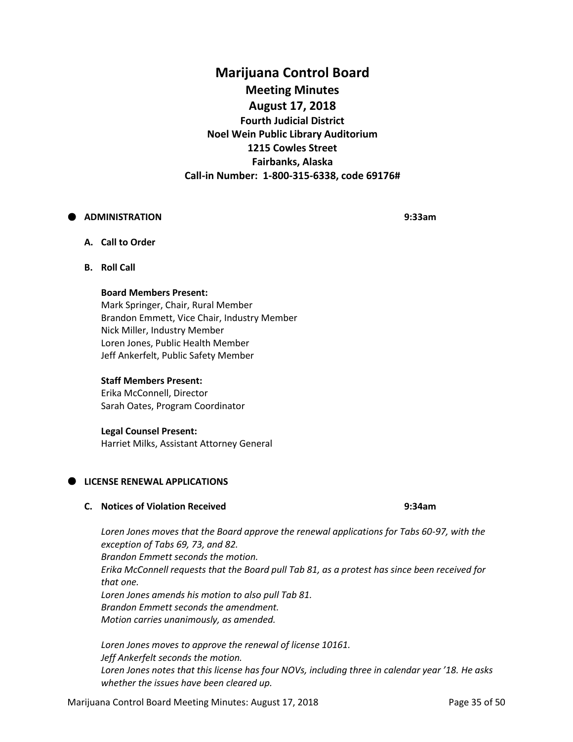# Marijuana Control Board

## Meeting Minutes

## August 17, 2018

### Fourth Judicial District
### Noel Wein Public Library Auditorium
### 1215 Cowles Street
### Fairbanks, Alaska
### Call-in Number: 1-800-315-6338, code 69176#

- **ADMINISTRATION** **9:33am**

**A. Call to Order**

**B. Roll Call**

**Board Members Present:**
Mark Springer, Chair, Rural Member
Brandon Emmett, Vice Chair, Industry Member
Nick Miller, Industry Member
Loren Jones, Public Health Member
Jeff Ankerfelt, Public Safety Member

**Staff Members Present:**
Erika McConnell, Director
Sarah Oates, Program Coordinator

**Legal Counsel Present:**
Harriet Milks, Assistant Attorney General

- **LICENSE RENEWAL APPLICATIONS**

**C. Notices of Violation Received** **9:34am**

*Loren Jones moves that the Board approve the renewal applications for Tabs 60-97, with the exception of Tabs 69, 73, and 82.*
*Brandon Emmett seconds the motion.*
*Erika McConnell requests that the Board pull Tab 81, as a protest has since been received for that one.*
*Loren Jones amends his motion to also pull Tab 81.*
*Brandon Emmett seconds the amendment.*
*Motion carries unanimously, as amended.*

*Loren Jones moves to approve the renewal of license 10161.*
*Jeff Ankerfelt seconds the motion.*
*Loren Jones notes that this license has four NOVs, including three in calendar year '18. He asks whether the issues have been cleared up.*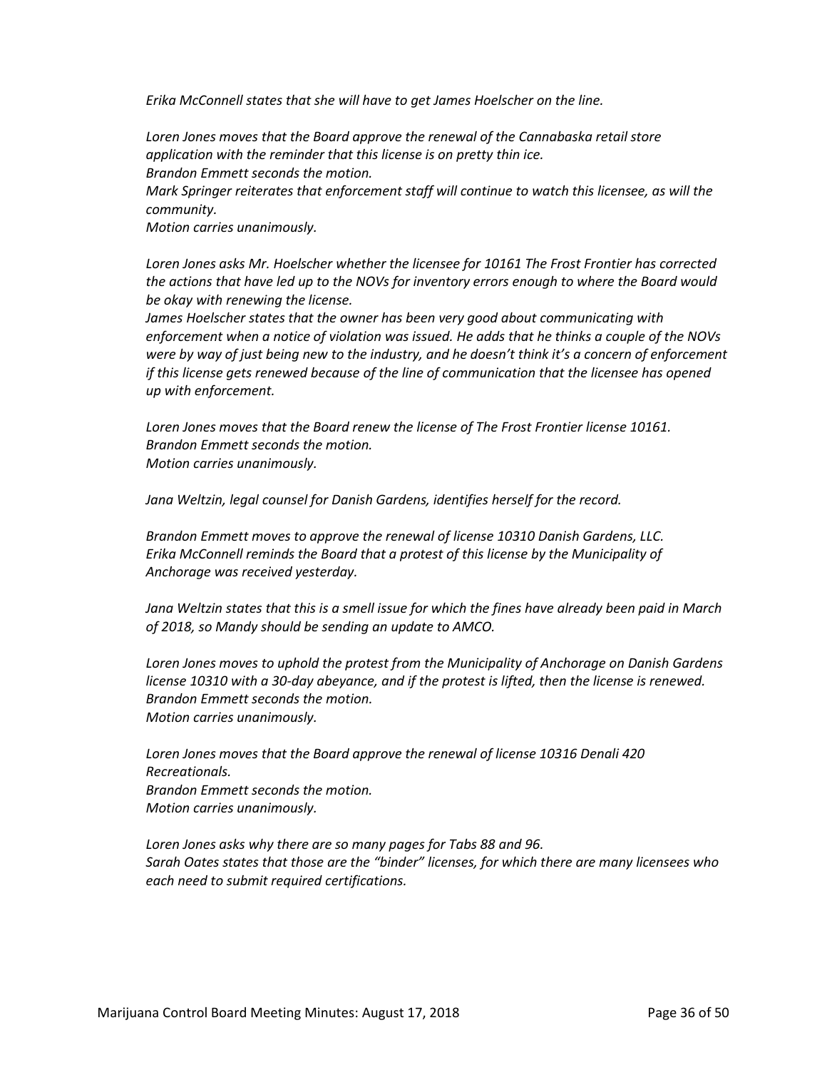*Erika McConnell states that she will have to get James Hoelscher on the line.*

*Loren Jones moves that the Board approve the renewal of the Cannabaska retail store application with the reminder that this license is on pretty thin ice.*
*Brandon Emmett seconds the motion.*
*Mark Springer reiterates that enforcement staff will continue to watch this licensee, as will the community.*
*Motion carries unanimously.*

*Loren Jones asks Mr. Hoelscher whether the licensee for 10161 The Frost Frontier has corrected the actions that have led up to the NOVs for inventory errors enough to where the Board would be okay with renewing the license.*
*James Hoelscher states that the owner has been very good about communicating with enforcement when a notice of violation was issued. He adds that he thinks a couple of the NOVs were by way of just being new to the industry, and he doesn't think it's a concern of enforcement if this license gets renewed because of the line of communication that the licensee has opened up with enforcement.*

*Loren Jones moves that the Board renew the license of The Frost Frontier license 10161.*
*Brandon Emmett seconds the motion.*
*Motion carries unanimously.*

*Jana Weltzin, legal counsel for Danish Gardens, identifies herself for the record.*

*Brandon Emmett moves to approve the renewal of license 10310 Danish Gardens, LLC.*
*Erika McConnell reminds the Board that a protest of this license by the Municipality of Anchorage was received yesterday.*

*Jana Weltzin states that this is a smell issue for which the fines have already been paid in March of 2018, so Mandy should be sending an update to AMCO.*

*Loren Jones moves to uphold the protest from the Municipality of Anchorage on Danish Gardens license 10310 with a 30-day abeyance, and if the protest is lifted, then the license is renewed.*
*Brandon Emmett seconds the motion.*
*Motion carries unanimously.*

*Loren Jones moves that the Board approve the renewal of license 10316 Denali 420 Recreationals.*
*Brandon Emmett seconds the motion.*
*Motion carries unanimously.*

*Loren Jones asks why there are so many pages for Tabs 88 and 96.*
*Sarah Oates states that those are the "binder" licenses, for which there are many licensees who each need to submit required certifications.*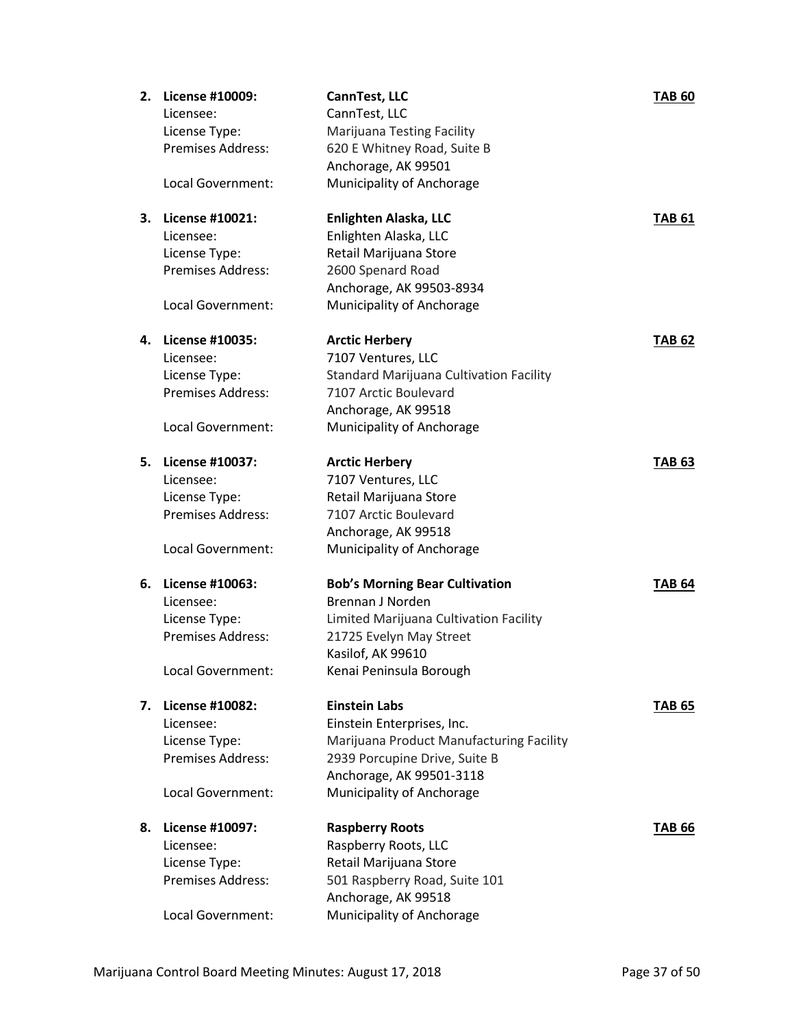2. **License #10009:** **CannTest, LLC** **TAB 60**
   Licensee: CannTest, LLC
   License Type: Marijuana Testing Facility
   Premises Address: 620 E Whitney Road, Suite B
   Anchorage, AK 99501
   Local Government: Municipality of Anchorage

3. **License #10021:** **Enlighten Alaska, LLC** **TAB 61**
   Licensee: Enlighten Alaska, LLC
   License Type: Retail Marijuana Store
   Premises Address: 2600 Spenard Road
   Anchorage, AK 99503-8934
   Local Government: Municipality of Anchorage

4. **License #10035:** **Arctic Herbery** **TAB 62**
   Licensee: 7107 Ventures, LLC
   License Type: Standard Marijuana Cultivation Facility
   Premises Address: 7107 Arctic Boulevard
   Anchorage, AK 99518
   Local Government: Municipality of Anchorage

5. **License #10037:** **Arctic Herbery** **TAB 63**
   Licensee: 7107 Ventures, LLC
   License Type: Retail Marijuana Store
   Premises Address: 7107 Arctic Boulevard
   Anchorage, AK 99518
   Local Government: Municipality of Anchorage

6. **License #10063:** **Bob's Morning Bear Cultivation** **TAB 64**
   Licensee: Brennan J Norden
   License Type: Limited Marijuana Cultivation Facility
   Premises Address: 21725 Evelyn May Street
   Kasilof, AK 99610
   Local Government: Kenai Peninsula Borough

7. **License #10082:** **Einstein Labs** **TAB 65**
   Licensee: Einstein Enterprises, Inc.
   License Type: Marijuana Product Manufacturing Facility
   Premises Address: 2939 Porcupine Drive, Suite B
   Anchorage, AK 99501-3118
   Local Government: Municipality of Anchorage

8. **License #10097:** **Raspberry Roots** **TAB 66**
   Licensee: Raspberry Roots, LLC
   License Type: Retail Marijuana Store
   Premises Address: 501 Raspberry Road, Suite 101
   Anchorage, AK 99518
   Local Government: Municipality of Anchorage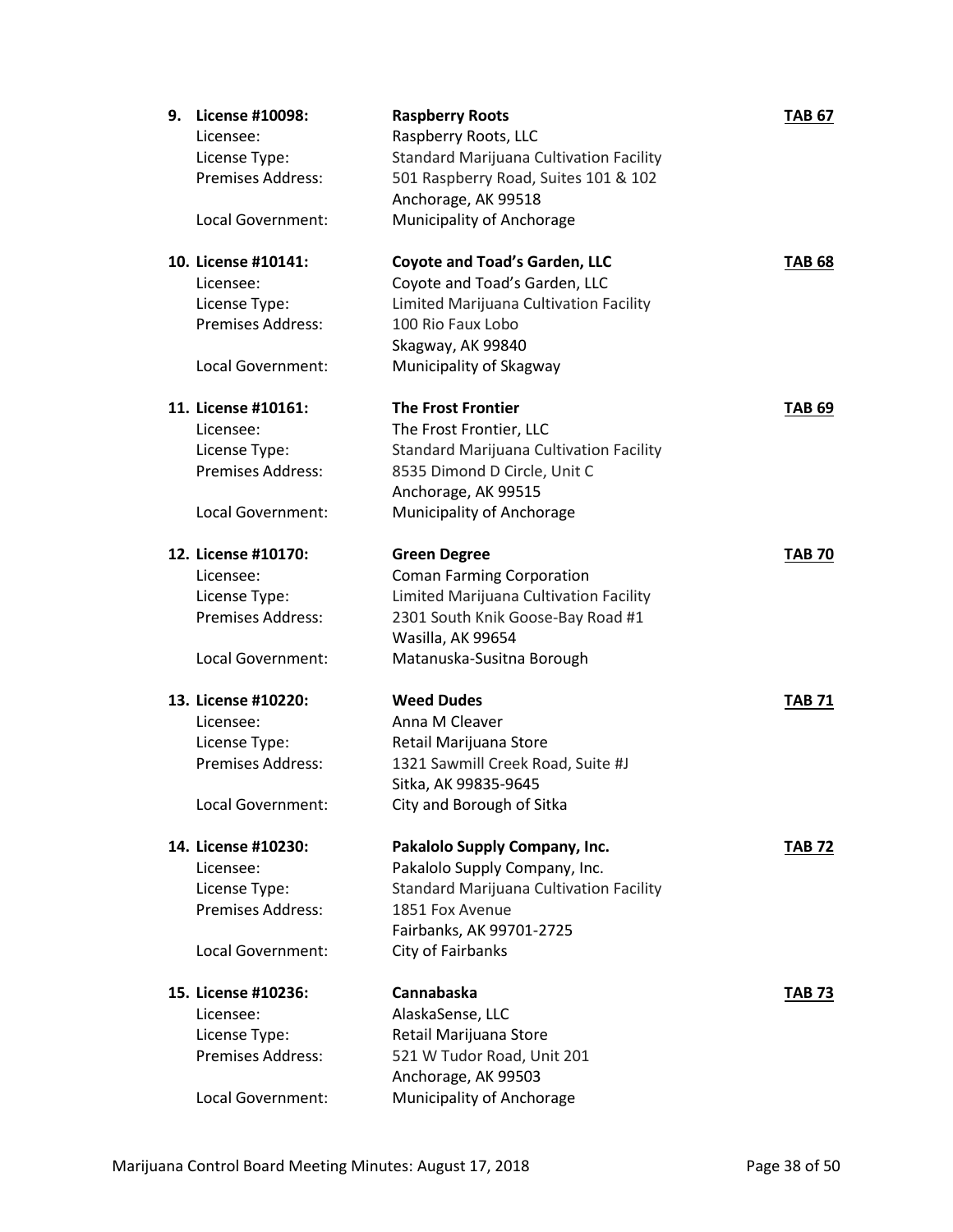9. **License #10098:** **Raspberry Roots** **TAB 67**
   Licensee: Raspberry Roots, LLC
   License Type: Standard Marijuana Cultivation Facility
   Premises Address: 501 Raspberry Road, Suites 101 & 102
   Anchorage, AK 99518
   Local Government: Municipality of Anchorage

10. **License #10141:** **Coyote and Toad's Garden, LLC** **TAB 68**
    Licensee: Coyote and Toad's Garden, LLC
    License Type: Limited Marijuana Cultivation Facility
    Premises Address: 100 Rio Faux Lobo
    Skagway, AK 99840
    Local Government: Municipality of Skagway

11. **License #10161:** **The Frost Frontier** **TAB 69**
    Licensee: The Frost Frontier, LLC
    License Type: Standard Marijuana Cultivation Facility
    Premises Address: 8535 Dimond D Circle, Unit C
    Anchorage, AK 99515
    Local Government: Municipality of Anchorage

12. **License #10170:** **Green Degree** **TAB 70**
    Licensee: Coman Farming Corporation
    License Type: Limited Marijuana Cultivation Facility
    Premises Address: 2301 South Knik Goose-Bay Road #1
    Wasilla, AK 99654
    Local Government: Matanuska-Susitna Borough

13. **License #10220:** **Weed Dudes** **TAB 71**
    Licensee: Anna M Cleaver
    License Type: Retail Marijuana Store
    Premises Address: 1321 Sawmill Creek Road, Suite #J
    Sitka, AK 99835-9645
    Local Government: City and Borough of Sitka

14. **License #10230:** **Pakalolo Supply Company, Inc.** **TAB 72**
    Licensee: Pakalolo Supply Company, Inc.
    License Type: Standard Marijuana Cultivation Facility
    Premises Address: 1851 Fox Avenue
    Fairbanks, AK 99701-2725
    Local Government: City of Fairbanks

15. **License #10236:** **Cannabaska** **TAB 73**
    Licensee: AlaskaSense, LLC
    License Type: Retail Marijuana Store
    Premises Address: 521 W Tudor Road, Unit 201
    Anchorage, AK 99503
    Local Government: Municipality of Anchorage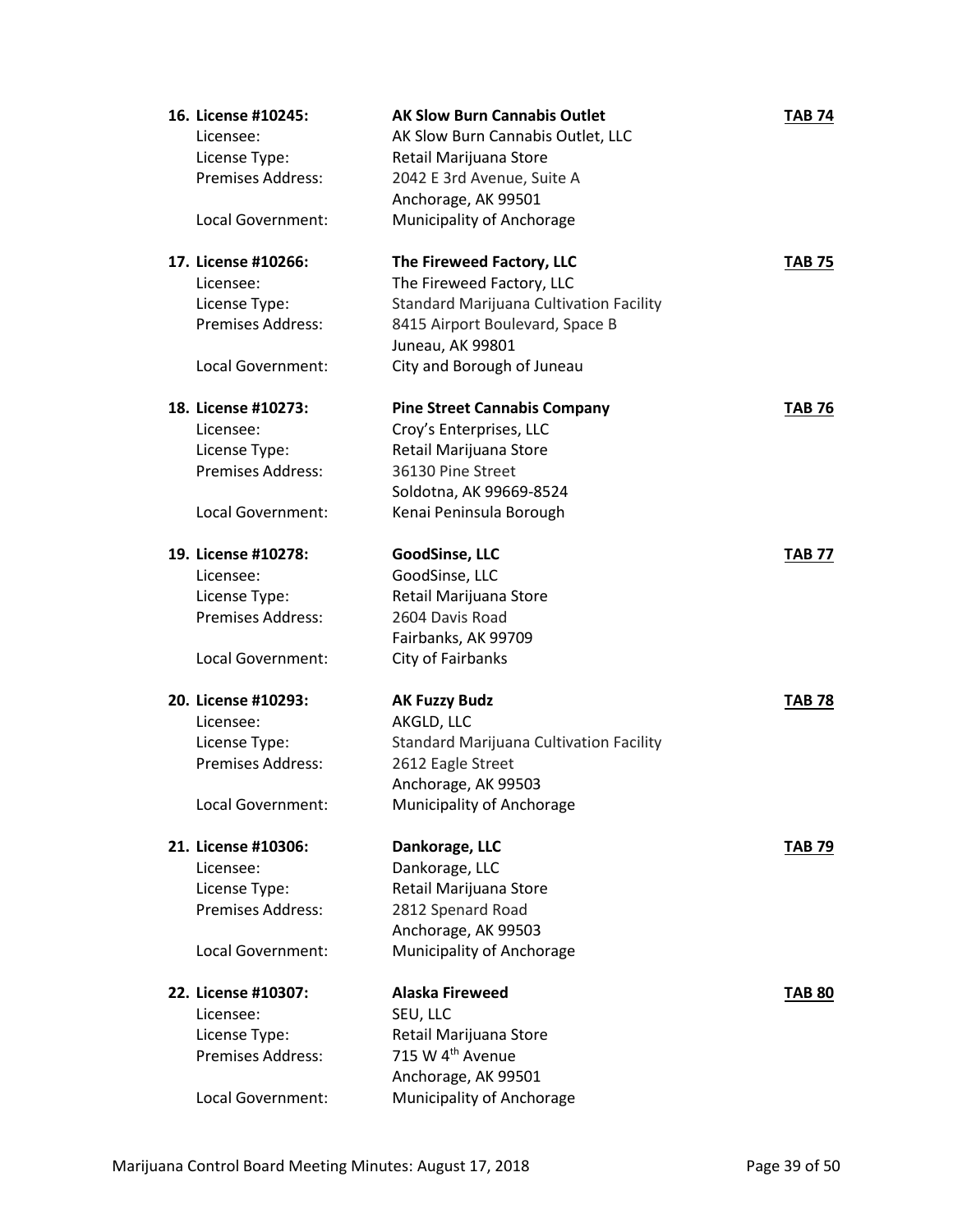**16. License #10245:** **AK Slow Burn Cannabis Outlet** **TAB 74**
Licensee: AK Slow Burn Cannabis Outlet, LLC
License Type: Retail Marijuana Store
Premises Address: 2042 E 3rd Avenue, Suite A
Anchorage, AK 99501
Local Government: Municipality of Anchorage

**17. License #10266:** **The Fireweed Factory, LLC** **TAB 75**
Licensee: The Fireweed Factory, LLC
License Type: Standard Marijuana Cultivation Facility
Premises Address: 8415 Airport Boulevard, Space B
Juneau, AK 99801
Local Government: City and Borough of Juneau

**18. License #10273:** **Pine Street Cannabis Company** **TAB 76**
Licensee: Croy's Enterprises, LLC
License Type: Retail Marijuana Store
Premises Address: 36130 Pine Street
Soldotna, AK 99669-8524
Local Government: Kenai Peninsula Borough

**19. License #10278:** **GoodSinse, LLC** **TAB 77**
Licensee: GoodSinse, LLC
License Type: Retail Marijuana Store
Premises Address: 2604 Davis Road
Fairbanks, AK 99709
Local Government: City of Fairbanks

**20. License #10293:** **AK Fuzzy Budz** **TAB 78**
Licensee: AKGLD, LLC
License Type: Standard Marijuana Cultivation Facility
Premises Address: 2612 Eagle Street
Anchorage, AK 99503
Local Government: Municipality of Anchorage

**21. License #10306:** **Dankorage, LLC** **TAB 79**
Licensee: Dankorage, LLC
License Type: Retail Marijuana Store
Premises Address: 2812 Spenard Road
Anchorage, AK 99503
Local Government: Municipality of Anchorage

**22. License #10307:** **Alaska Fireweed** **TAB 80**
Licensee: SEU, LLC
License Type: Retail Marijuana Store
Premises Address: 715 W 4th Avenue
Anchorage, AK 99501
Local Government: Municipality of Anchorage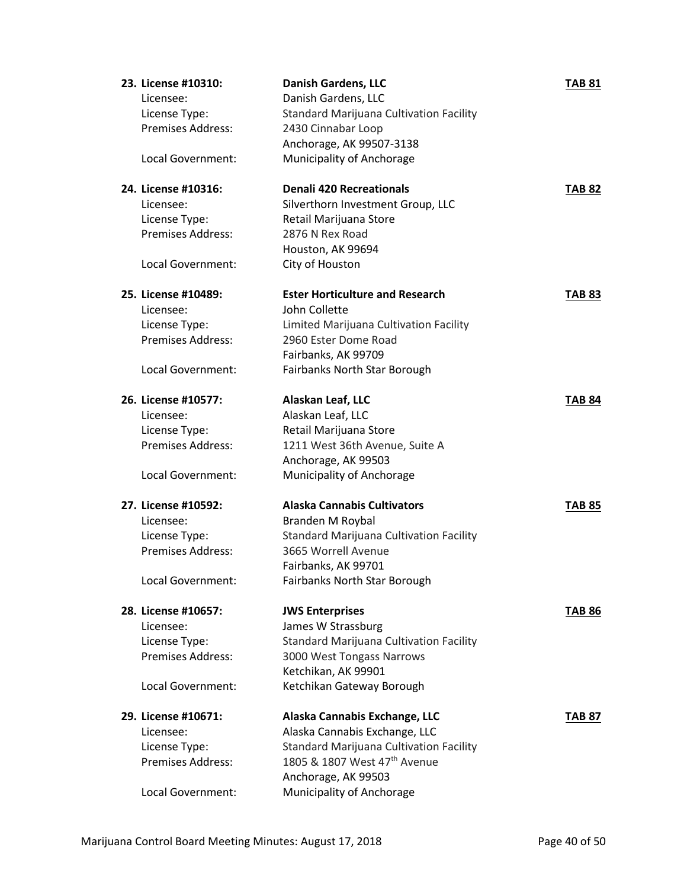23. **License #10310:** **Danish Gardens, LLC** **TAB 81**
    Licensee: Danish Gardens, LLC
    License Type: Standard Marijuana Cultivation Facility
    Premises Address: 2430 Cinnabar Loop
    Anchorage, AK 99507-3138
    Local Government: Municipality of Anchorage

24. **License #10316:** **Denali 420 Recreationals** **TAB 82**
    Licensee: Silverthorn Investment Group, LLC
    License Type: Retail Marijuana Store
    Premises Address: 2876 N Rex Road
    Houston, AK 99694
    Local Government: City of Houston

25. **License #10489:** **Ester Horticulture and Research** **TAB 83**
    Licensee: John Collette
    License Type: Limited Marijuana Cultivation Facility
    Premises Address: 2960 Ester Dome Road
    Fairbanks, AK 99709
    Local Government: Fairbanks North Star Borough

26. **License #10577:** **Alaskan Leaf, LLC** **TAB 84**
    Licensee: Alaskan Leaf, LLC
    License Type: Retail Marijuana Store
    Premises Address: 1211 West 36th Avenue, Suite A
    Anchorage, AK 99503
    Local Government: Municipality of Anchorage

27. **License #10592:** **Alaska Cannabis Cultivators** **TAB 85**
    Licensee: Branden M Roybal
    License Type: Standard Marijuana Cultivation Facility
    Premises Address: 3665 Worrell Avenue
    Fairbanks, AK 99701
    Local Government: Fairbanks North Star Borough

28. **License #10657:** **JWS Enterprises** **TAB 86**
    Licensee: James W Strassburg
    License Type: Standard Marijuana Cultivation Facility
    Premises Address: 3000 West Tongass Narrows
    Ketchikan, AK 99901
    Local Government: Ketchikan Gateway Borough

29. **License #10671:** **Alaska Cannabis Exchange, LLC** **TAB 87**
    Licensee: Alaska Cannabis Exchange, LLC
    License Type: Standard Marijuana Cultivation Facility
    Premises Address: 1805 & 1807 West 47th Avenue
    Anchorage, AK 99503
    Local Government: Municipality of Anchorage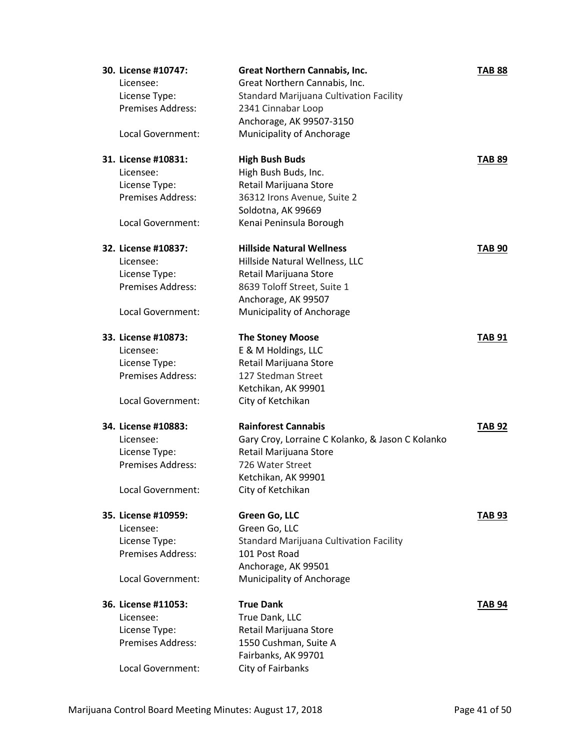**30. License #10747:** **Great Northern Cannabis, Inc.** **TAB 88**
Licensee: Great Northern Cannabis, Inc.
License Type: Standard Marijuana Cultivation Facility
Premises Address: 2341 Cinnabar Loop
Anchorage, AK 99507-3150
Local Government: Municipality of Anchorage

**31. License #10831:** **High Bush Buds** **TAB 89**
Licensee: High Bush Buds, Inc.
License Type: Retail Marijuana Store
Premises Address: 36312 Irons Avenue, Suite 2
Soldotna, AK 99669
Local Government: Kenai Peninsula Borough

**32. License #10837:** **Hillside Natural Wellness** **TAB 90**
Licensee: Hillside Natural Wellness, LLC
License Type: Retail Marijuana Store
Premises Address: 8639 Toloff Street, Suite 1
Anchorage, AK 99507
Local Government: Municipality of Anchorage

**33. License #10873:** **The Stoney Moose** **TAB 91**
Licensee: E & M Holdings, LLC
License Type: Retail Marijuana Store
Premises Address: 127 Stedman Street
Ketchikan, AK 99901
Local Government: City of Ketchikan

**34. License #10883:** **Rainforest Cannabis** **TAB 92**
Licensee: Gary Croy, Lorraine C Kolanko, & Jason C Kolanko
License Type: Retail Marijuana Store
Premises Address: 726 Water Street
Ketchikan, AK 99901
Local Government: City of Ketchikan

**35. License #10959:** **Green Go, LLC** **TAB 93**
Licensee: Green Go, LLC
License Type: Standard Marijuana Cultivation Facility
Premises Address: 101 Post Road
Anchorage, AK 99501
Local Government: Municipality of Anchorage

**36. License #11053:** **True Dank** **TAB 94**
Licensee: True Dank, LLC
License Type: Retail Marijuana Store
Premises Address: 1550 Cushman, Suite A
Fairbanks, AK 99701
Local Government: City of Fairbanks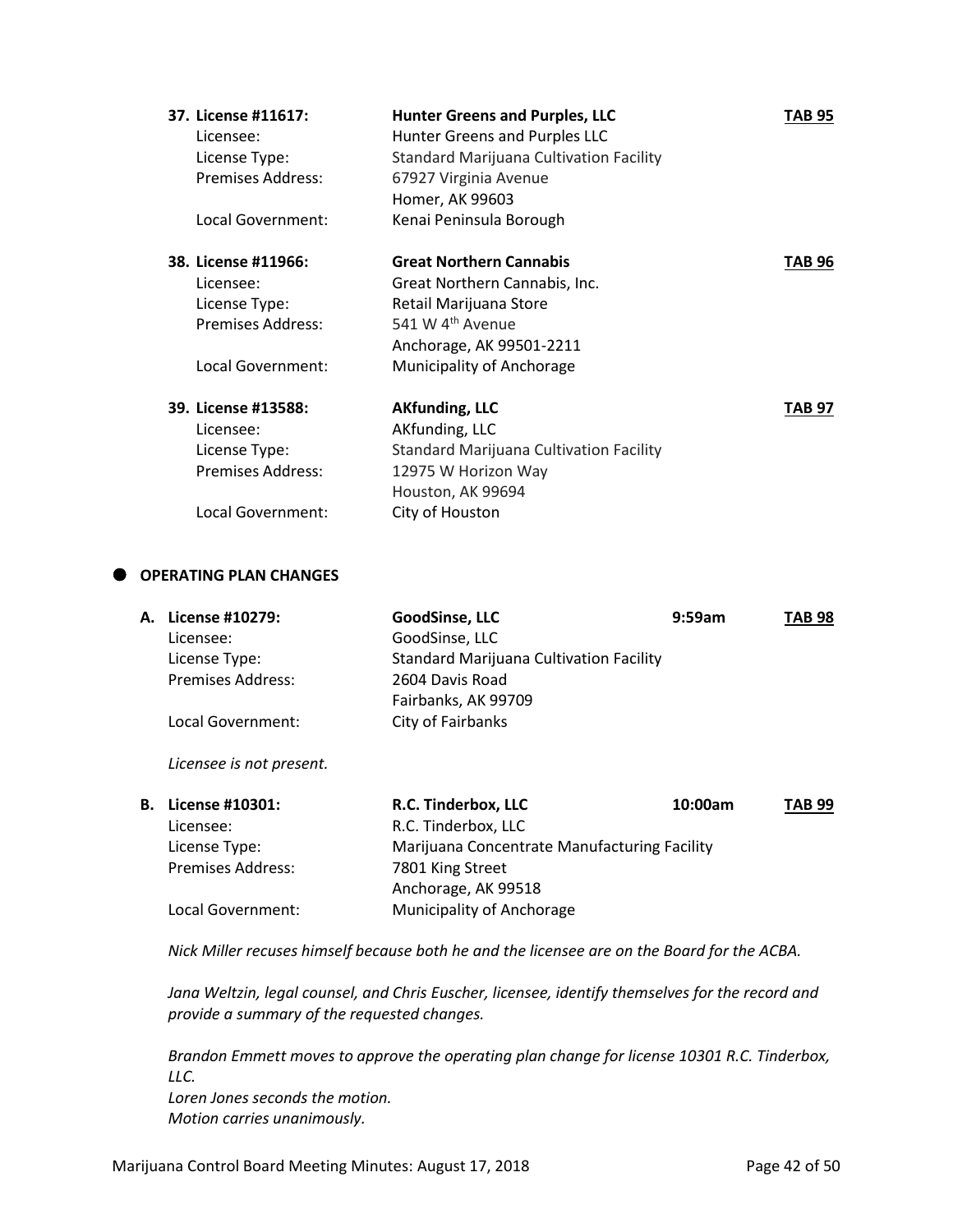37. **License #11617:** **Hunter Greens and Purples, LLC** **TAB 95**
    Licensee: Hunter Greens and Purples LLC
    License Type: Standard Marijuana Cultivation Facility
    Premises Address: 67927 Virginia Avenue
    Homer, AK 99603
    Local Government: Kenai Peninsula Borough

38. **License #11966:** **Great Northern Cannabis** **TAB 96**
    Licensee: Great Northern Cannabis, Inc.
    License Type: Retail Marijuana Store
    Premises Address: 541 W 4th Avenue
    Anchorage, AK 99501-2211
    Local Government: Municipality of Anchorage

39. **License #13588:** **AKfunding, LLC** **TAB 97**
    Licensee: AKfunding, LLC
    License Type: Standard Marijuana Cultivation Facility
    Premises Address: 12975 W Horizon Way
    Houston, AK 99694
    Local Government: City of Houston

- **OPERATING PLAN CHANGES**

**A. License #10279:** **GoodSinse, LLC** **9:59am** **TAB 98**
Licensee: GoodSinse, LLC
License Type: Standard Marijuana Cultivation Facility
Premises Address: 2604 Davis Road
Fairbanks, AK 99709
Local Government: City of Fairbanks

*Licensee is not present.*

**B. License #10301:** **R.C. Tinderbox, LLC** **10:00am** **TAB 99**
Licensee: R.C. Tinderbox, LLC
License Type: Marijuana Concentrate Manufacturing Facility
Premises Address: 7801 King Street
Anchorage, AK 99518
Local Government: Municipality of Anchorage

*Nick Miller recuses himself because both he and the licensee are on the Board for the ACBA.*

*Jana Weltzin, legal counsel, and Chris Euscher, licensee, identify themselves for the record and provide a summary of the requested changes.*

*Brandon Emmett moves to approve the operating plan change for license 10301 R.C. Tinderbox, LLC.*
*Loren Jones seconds the motion.*
*Motion carries unanimously.*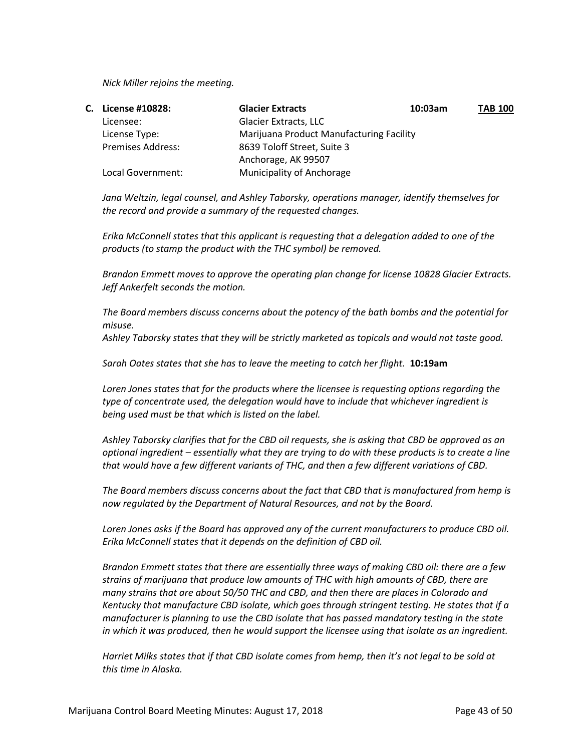*Nick Miller rejoins the meeting.*

**C. License #10828:** **Glacier Extracts** **10:03am** **TAB 100**

| | |
|---|---|
| Licensee: | Glacier Extracts, LLC |
| License Type: | Marijuana Product Manufacturing Facility |
| Premises Address: | 8639 Toloff Street, Suite 3<br>Anchorage, AK 99507 |
| Local Government: | Municipality of Anchorage |

*Jana Weltzin, legal counsel, and Ashley Taborsky, operations manager, identify themselves for the record and provide a summary of the requested changes.*

*Erika McConnell states that this applicant is requesting that a delegation added to one of the products (to stamp the product with the THC symbol) be removed.*

*Brandon Emmett moves to approve the operating plan change for license 10828 Glacier Extracts. Jeff Ankerfelt seconds the motion.*

*The Board members discuss concerns about the potency of the bath bombs and the potential for misuse.*
*Ashley Taborsky states that they will be strictly marketed as topicals and would not taste good.*

*Sarah Oates states that she has to leave the meeting to catch her flight.* **10:19am**

*Loren Jones states that for the products where the licensee is requesting options regarding the type of concentrate used, the delegation would have to include that whichever ingredient is being used must be that which is listed on the label.*

*Ashley Taborsky clarifies that for the CBD oil requests, she is asking that CBD be approved as an optional ingredient – essentially what they are trying to do with these products is to create a line that would have a few different variants of THC, and then a few different variations of CBD.*

*The Board members discuss concerns about the fact that CBD that is manufactured from hemp is now regulated by the Department of Natural Resources, and not by the Board.*

*Loren Jones asks if the Board has approved any of the current manufacturers to produce CBD oil. Erika McConnell states that it depends on the definition of CBD oil.*

*Brandon Emmett states that there are essentially three ways of making CBD oil: there are a few strains of marijuana that produce low amounts of THC with high amounts of CBD, there are many strains that are about 50/50 THC and CBD, and then there are places in Colorado and Kentucky that manufacture CBD isolate, which goes through stringent testing. He states that if a manufacturer is planning to use the CBD isolate that has passed mandatory testing in the state in which it was produced, then he would support the licensee using that isolate as an ingredient.*

*Harriet Milks states that if that CBD isolate comes from hemp, then it's not legal to be sold at this time in Alaska.*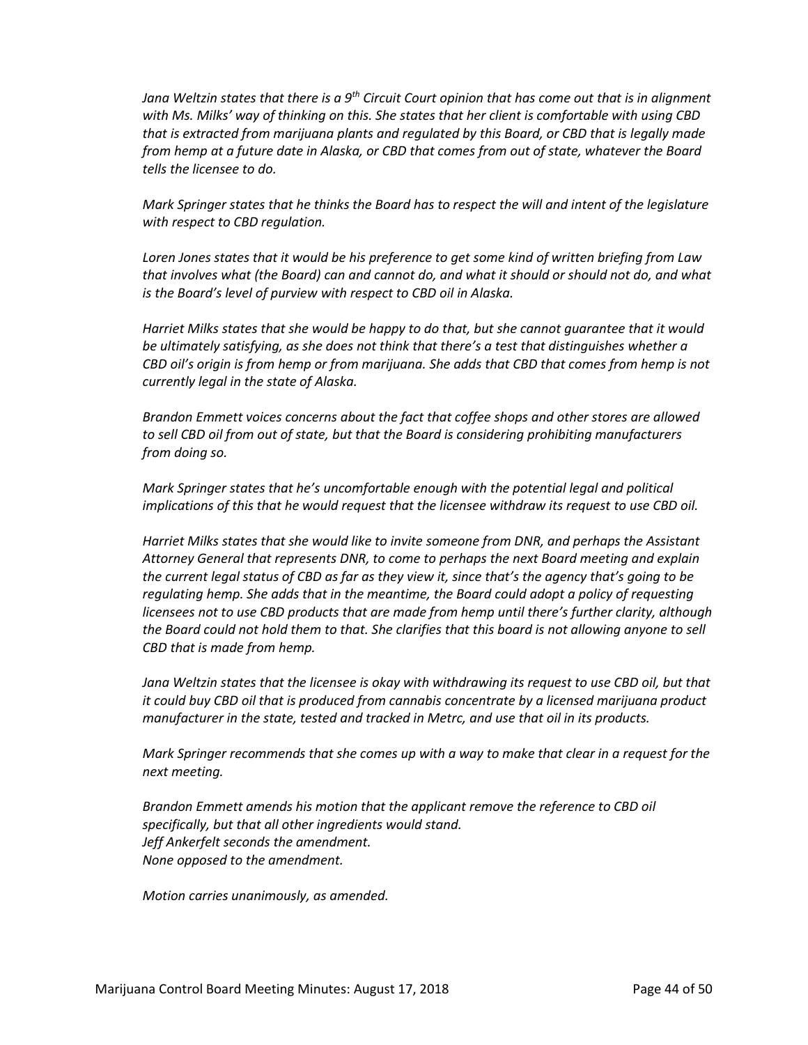*Jana Weltzin states that there is a 9th Circuit Court opinion that has come out that is in alignment with Ms. Milks' way of thinking on this. She states that her client is comfortable with using CBD that is extracted from marijuana plants and regulated by this Board, or CBD that is legally made from hemp at a future date in Alaska, or CBD that comes from out of state, whatever the Board tells the licensee to do.*

*Mark Springer states that he thinks the Board has to respect the will and intent of the legislature with respect to CBD regulation.*

*Loren Jones states that it would be his preference to get some kind of written briefing from Law that involves what (the Board) can and cannot do, and what it should or should not do, and what is the Board's level of purview with respect to CBD oil in Alaska.*

*Harriet Milks states that she would be happy to do that, but she cannot guarantee that it would be ultimately satisfying, as she does not think that there's a test that distinguishes whether a CBD oil's origin is from hemp or from marijuana. She adds that CBD that comes from hemp is not currently legal in the state of Alaska.*

*Brandon Emmett voices concerns about the fact that coffee shops and other stores are allowed to sell CBD oil from out of state, but that the Board is considering prohibiting manufacturers from doing so.*

*Mark Springer states that he's uncomfortable enough with the potential legal and political implications of this that he would request that the licensee withdraw its request to use CBD oil.*

*Harriet Milks states that she would like to invite someone from DNR, and perhaps the Assistant Attorney General that represents DNR, to come to perhaps the next Board meeting and explain the current legal status of CBD as far as they view it, since that's the agency that's going to be regulating hemp. She adds that in the meantime, the Board could adopt a policy of requesting licensees not to use CBD products that are made from hemp until there's further clarity, although the Board could not hold them to that. She clarifies that this board is not allowing anyone to sell CBD that is made from hemp.*

*Jana Weltzin states that the licensee is okay with withdrawing its request to use CBD oil, but that it could buy CBD oil that is produced from cannabis concentrate by a licensed marijuana product manufacturer in the state, tested and tracked in Metrc, and use that oil in its products.*

*Mark Springer recommends that she comes up with a way to make that clear in a request for the next meeting.*

*Brandon Emmett amends his motion that the applicant remove the reference to CBD oil specifically, but that all other ingredients would stand.*
*Jeff Ankerfelt seconds the amendment.*
*None opposed to the amendment.*

*Motion carries unanimously, as amended.*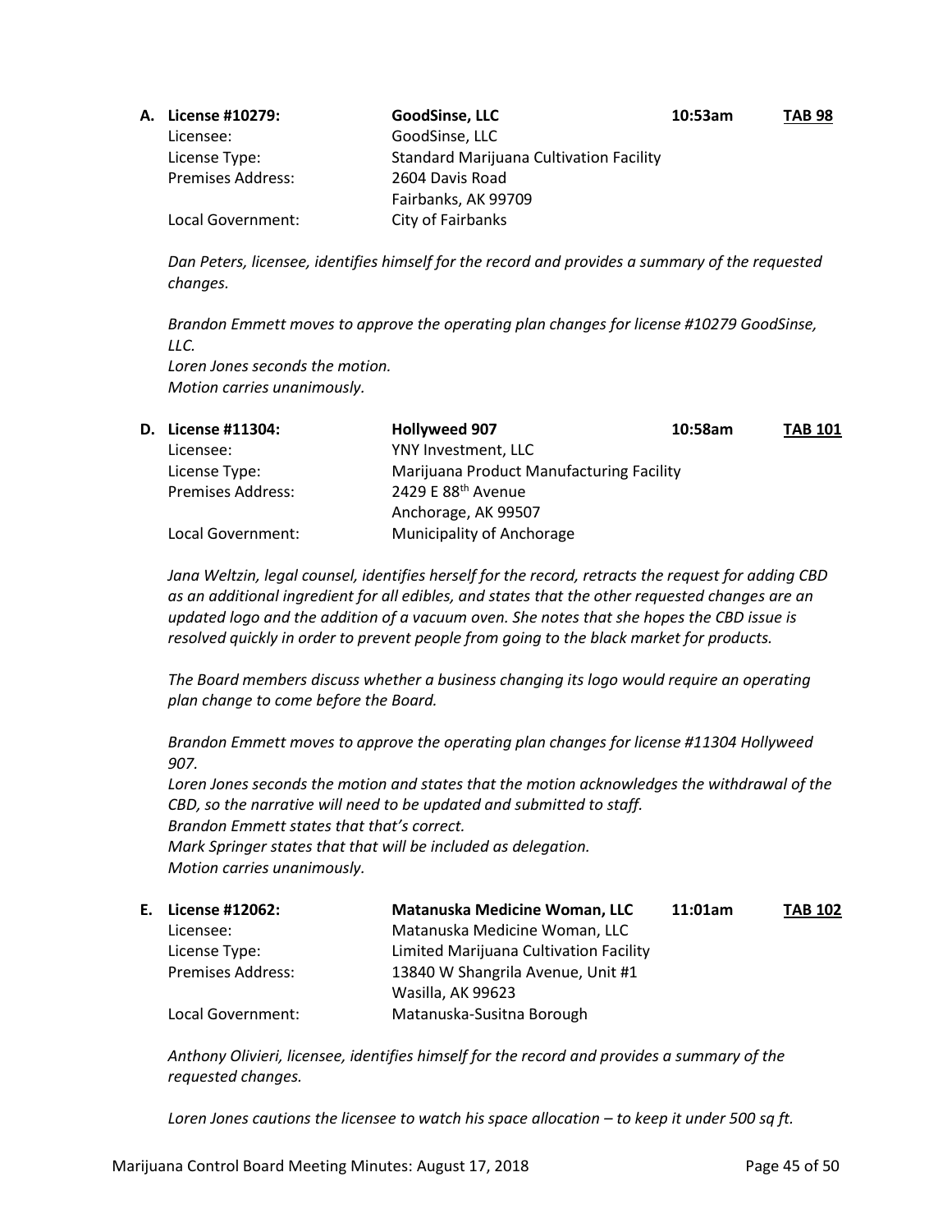**A. License #10279: GoodSinse, LLC 10:53am TAB 98**

Licensee: GoodSinse, LLC
License Type: Standard Marijuana Cultivation Facility
Premises Address: 2604 Davis Road
Fairbanks, AK 99709
Local Government: City of Fairbanks

*Dan Peters, licensee, identifies himself for the record and provides a summary of the requested changes.*

*Brandon Emmett moves to approve the operating plan changes for license #10279 GoodSinse, LLC.*
*Loren Jones seconds the motion.*
*Motion carries unanimously.*

**D. License #11304: Hollyweed 907 10:58am TAB 101**

Licensee: YNY Investment, LLC
License Type: Marijuana Product Manufacturing Facility
Premises Address: 2429 E 88th Avenue
Anchorage, AK 99507
Local Government: Municipality of Anchorage

*Jana Weltzin, legal counsel, identifies herself for the record, retracts the request for adding CBD as an additional ingredient for all edibles, and states that the other requested changes are an updated logo and the addition of a vacuum oven. She notes that she hopes the CBD issue is resolved quickly in order to prevent people from going to the black market for products.*

*The Board members discuss whether a business changing its logo would require an operating plan change to come before the Board.*

*Brandon Emmett moves to approve the operating plan changes for license #11304 Hollyweed 907.*
*Loren Jones seconds the motion and states that the motion acknowledges the withdrawal of the CBD, so the narrative will need to be updated and submitted to staff.*
*Brandon Emmett states that that's correct.*
*Mark Springer states that that will be included as delegation.*
*Motion carries unanimously.*

**E. License #12062: Matanuska Medicine Woman, LLC 11:01am TAB 102**

Licensee: Matanuska Medicine Woman, LLC
License Type: Limited Marijuana Cultivation Facility
Premises Address: 13840 W Shangrila Avenue, Unit #1
Wasilla, AK 99623
Local Government: Matanuska-Susitna Borough

*Anthony Olivieri, licensee, identifies himself for the record and provides a summary of the requested changes.*

*Loren Jones cautions the licensee to watch his space allocation – to keep it under 500 sq ft.*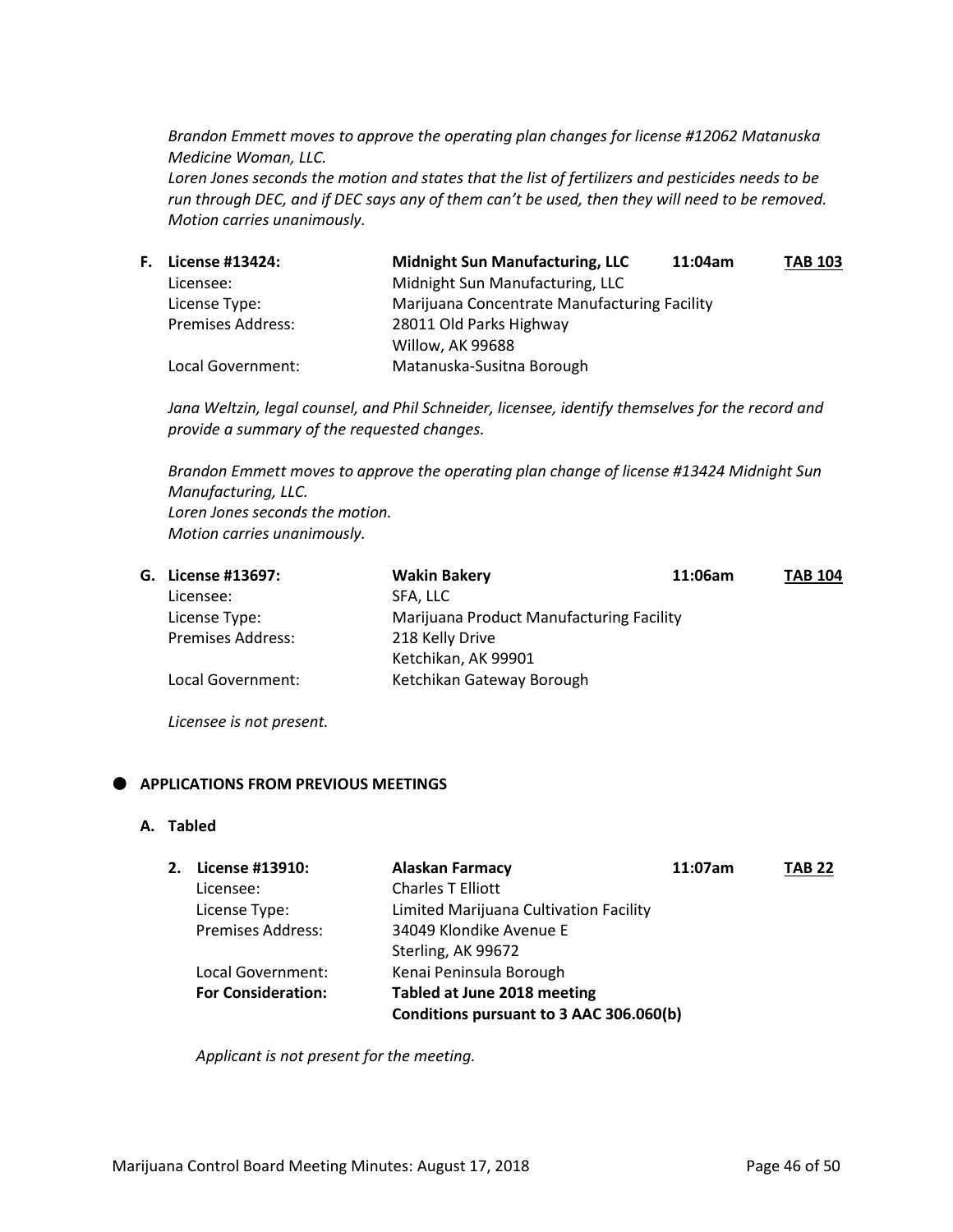*Brandon Emmett moves to approve the operating plan changes for license #12062 Matanuska Medicine Woman, LLC.*
*Loren Jones seconds the motion and states that the list of fertilizers and pesticides needs to be run through DEC, and if DEC says any of them can't be used, then they will need to be removed.*
*Motion carries unanimously.*

**F. License #13424: Midnight Sun Manufacturing, LLC 11:04am TAB 103**

| | |
|---|---|
| Licensee: | Midnight Sun Manufacturing, LLC |
| License Type: | Marijuana Concentrate Manufacturing Facility |
| Premises Address: | 28011 Old Parks Highway<br>Willow, AK 99688 |
| Local Government: | Matanuska-Susitna Borough |

*Jana Weltzin, legal counsel, and Phil Schneider, licensee, identify themselves for the record and provide a summary of the requested changes.*

*Brandon Emmett moves to approve the operating plan change of license #13424 Midnight Sun Manufacturing, LLC.*
*Loren Jones seconds the motion.*
*Motion carries unanimously.*

**G. License #13697: Wakin Bakery 11:06am TAB 104**

| | |
|---|---|
| Licensee: | SFA, LLC |
| License Type: | Marijuana Product Manufacturing Facility |
| Premises Address: | 218 Kelly Drive<br>Ketchikan, AK 99901 |
| Local Government: | Ketchikan Gateway Borough |

*Licensee is not present.*

- **APPLICATIONS FROM PREVIOUS MEETINGS**

**A. Tabled**

**2. License #13910: Alaskan Farmacy 11:07am TAB 22**

| | |
|---|---|
| Licensee: | Charles T Elliott |
| License Type: | Limited Marijuana Cultivation Facility |
| Premises Address: | 34049 Klondike Avenue E<br>Sterling, AK 99672 |
| Local Government: | Kenai Peninsula Borough |
| **For Consideration:** | **Tabled at June 2018 meeting**<br>**Conditions pursuant to 3 AAC 306.060(b)** |

*Applicant is not present for the meeting.*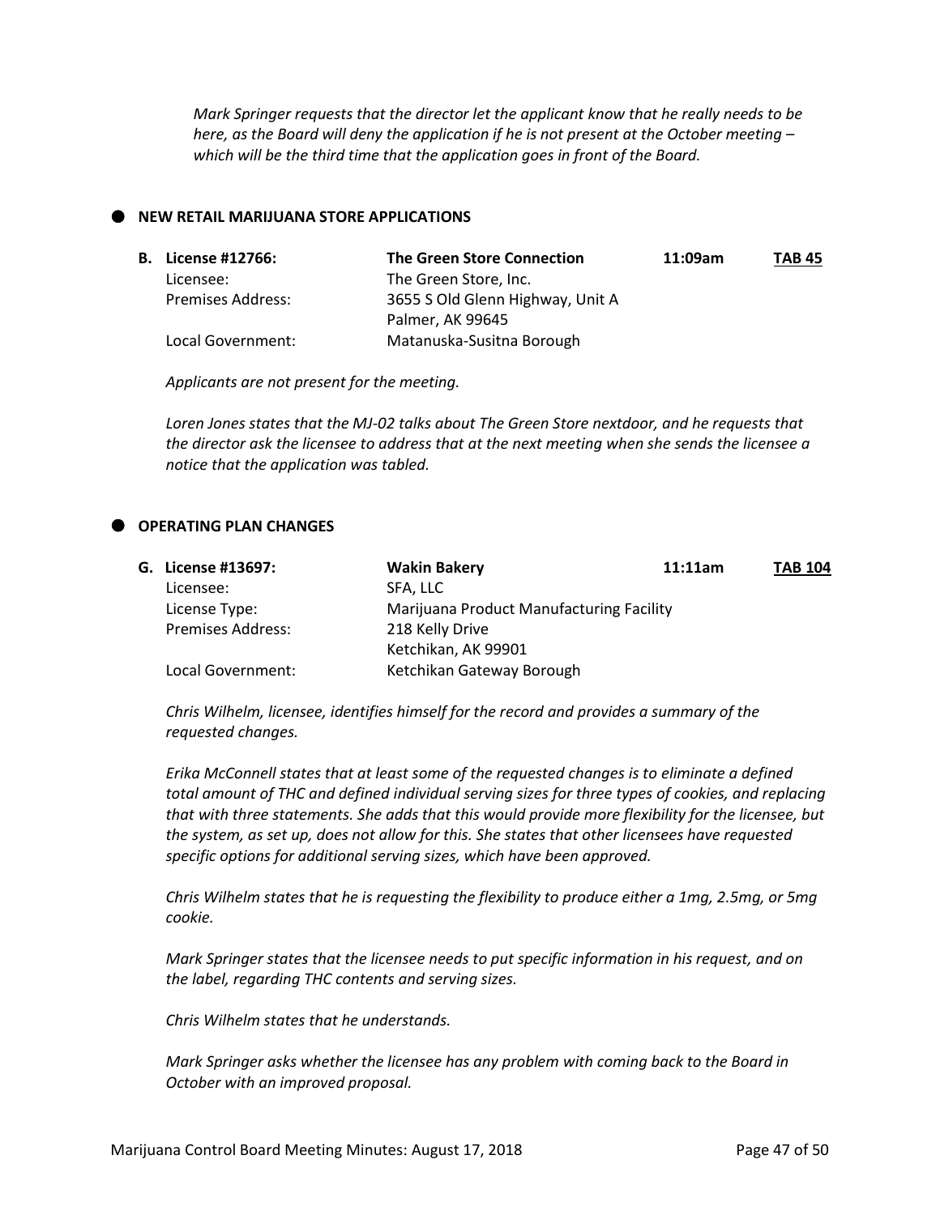*Mark Springer requests that the director let the applicant know that he really needs to be here, as the Board will deny the application if he is not present at the October meeting – which will be the third time that the application goes in front of the Board.*

- **NEW RETAIL MARIJUANA STORE APPLICATIONS**

| **B. License #12766:** | **The Green Store Connection** | **11:09am** | **TAB 45** |
|---|---|---|---|
| Licensee: | The Green Store, Inc. | | |
| Premises Address: | 3655 S Old Glenn Highway, Unit A<br>Palmer, AK 99645 | | |
| Local Government: | Matanuska-Susitna Borough | | |

*Applicants are not present for the meeting.*

*Loren Jones states that the MJ-02 talks about The Green Store nextdoor, and he requests that the director ask the licensee to address that at the next meeting when she sends the licensee a notice that the application was tabled.*

- **OPERATING PLAN CHANGES**

| **G. License #13697:** | **Wakin Bakery** | **11:11am** | **TAB 104** |
|---|---|---|---|
| Licensee: | SFA, LLC | | |
| License Type: | Marijuana Product Manufacturing Facility | | |
| Premises Address: | 218 Kelly Drive<br>Ketchikan, AK 99901 | | |
| Local Government: | Ketchikan Gateway Borough | | |

*Chris Wilhelm, licensee, identifies himself for the record and provides a summary of the requested changes.*

*Erika McConnell states that at least some of the requested changes is to eliminate a defined total amount of THC and defined individual serving sizes for three types of cookies, and replacing that with three statements. She adds that this would provide more flexibility for the licensee, but the system, as set up, does not allow for this. She states that other licensees have requested specific options for additional serving sizes, which have been approved.*

*Chris Wilhelm states that he is requesting the flexibility to produce either a 1mg, 2.5mg, or 5mg cookie.*

*Mark Springer states that the licensee needs to put specific information in his request, and on the label, regarding THC contents and serving sizes.*

*Chris Wilhelm states that he understands.*

*Mark Springer asks whether the licensee has any problem with coming back to the Board in October with an improved proposal.*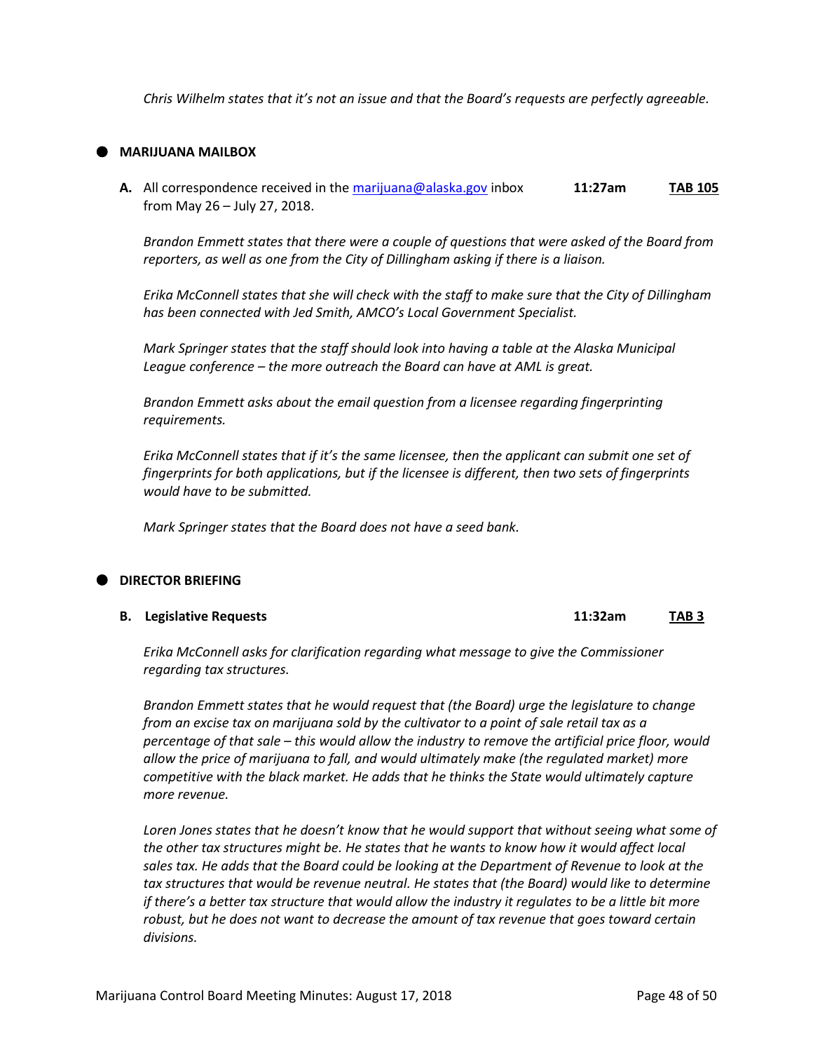*Chris Wilhelm states that it's not an issue and that the Board's requests are perfectly agreeable.*

## MARIJUANA MAILBOX

**A.** All correspondence received in the marijuana@alaska.gov inbox from May 26 – July 27, 2018. **11:27am** **TAB 105**

*Brandon Emmett states that there were a couple of questions that were asked of the Board from reporters, as well as one from the City of Dillingham asking if there is a liaison.*

*Erika McConnell states that she will check with the staff to make sure that the City of Dillingham has been connected with Jed Smith, AMCO's Local Government Specialist.*

*Mark Springer states that the staff should look into having a table at the Alaska Municipal League conference – the more outreach the Board can have at AML is great.*

*Brandon Emmett asks about the email question from a licensee regarding fingerprinting requirements.*

*Erika McConnell states that if it's the same licensee, then the applicant can submit one set of fingerprints for both applications, but if the licensee is different, then two sets of fingerprints would have to be submitted.*

*Mark Springer states that the Board does not have a seed bank.*

## DIRECTOR BRIEFING

**B. Legislative Requests** **11:32am** **TAB 3**

*Erika McConnell asks for clarification regarding what message to give the Commissioner regarding tax structures.*

*Brandon Emmett states that he would request that (the Board) urge the legislature to change from an excise tax on marijuana sold by the cultivator to a point of sale retail tax as a percentage of that sale – this would allow the industry to remove the artificial price floor, would allow the price of marijuana to fall, and would ultimately make (the regulated market) more competitive with the black market. He adds that he thinks the State would ultimately capture more revenue.*

*Loren Jones states that he doesn't know that he would support that without seeing what some of the other tax structures might be. He states that he wants to know how it would affect local sales tax. He adds that the Board could be looking at the Department of Revenue to look at the tax structures that would be revenue neutral. He states that (the Board) would like to determine if there's a better tax structure that would allow the industry it regulates to be a little bit more robust, but he does not want to decrease the amount of tax revenue that goes toward certain divisions.*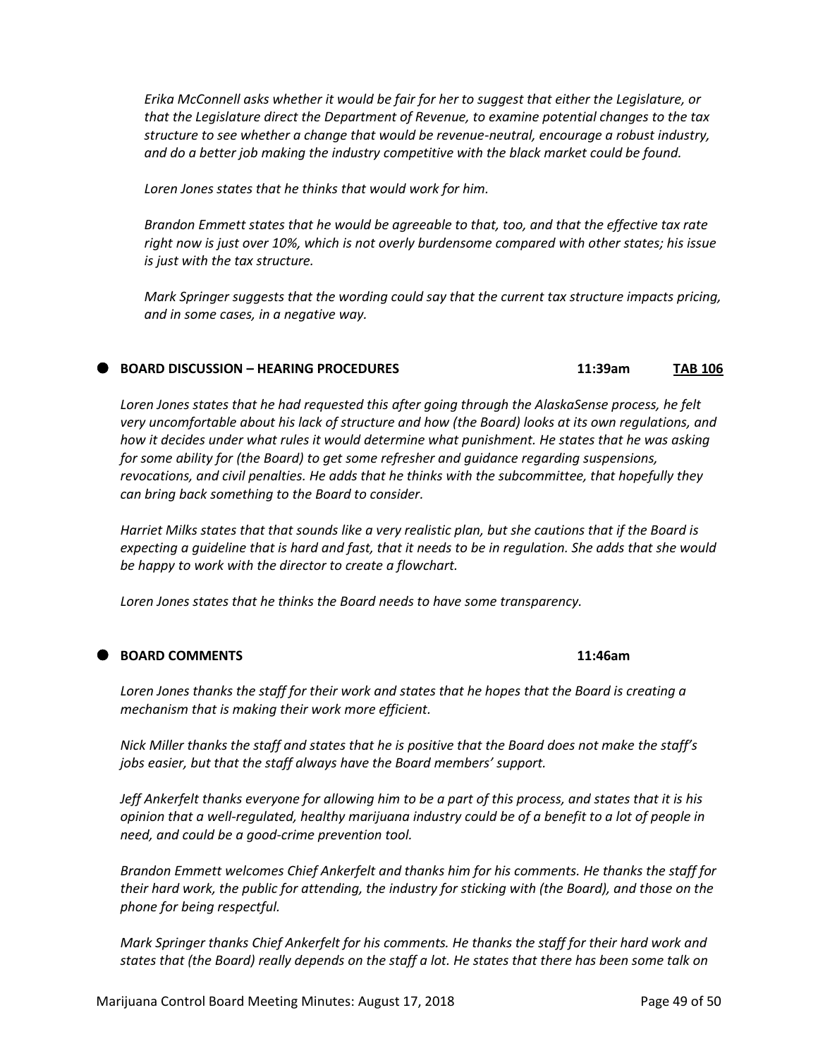*Erika McConnell asks whether it would be fair for her to suggest that either the Legislature, or that the Legislature direct the Department of Revenue, to examine potential changes to the tax structure to see whether a change that would be revenue-neutral, encourage a robust industry, and do a better job making the industry competitive with the black market could be found.*

*Loren Jones states that he thinks that would work for him.*

*Brandon Emmett states that he would be agreeable to that, too, and that the effective tax rate right now is just over 10%, which is not overly burdensome compared with other states; his issue is just with the tax structure.*

*Mark Springer suggests that the wording could say that the current tax structure impacts pricing, and in some cases, in a negative way.*

- **BOARD DISCUSSION – HEARING PROCEDURES** **11:39am** **TAB 106**

*Loren Jones states that he had requested this after going through the AlaskaSense process, he felt very uncomfortable about his lack of structure and how (the Board) looks at its own regulations, and how it decides under what rules it would determine what punishment. He states that he was asking for some ability for (the Board) to get some refresher and guidance regarding suspensions, revocations, and civil penalties. He adds that he thinks with the subcommittee, that hopefully they can bring back something to the Board to consider.*

*Harriet Milks states that that sounds like a very realistic plan, but she cautions that if the Board is expecting a guideline that is hard and fast, that it needs to be in regulation. She adds that she would be happy to work with the director to create a flowchart.*

*Loren Jones states that he thinks the Board needs to have some transparency.*

- **BOARD COMMENTS** **11:46am**

*Loren Jones thanks the staff for their work and states that he hopes that the Board is creating a mechanism that is making their work more efficient.*

*Nick Miller thanks the staff and states that he is positive that the Board does not make the staff's jobs easier, but that the staff always have the Board members' support.*

*Jeff Ankerfelt thanks everyone for allowing him to be a part of this process, and states that it is his opinion that a well-regulated, healthy marijuana industry could be of a benefit to a lot of people in need, and could be a good-crime prevention tool.*

*Brandon Emmett welcomes Chief Ankerfelt and thanks him for his comments. He thanks the staff for their hard work, the public for attending, the industry for sticking with (the Board), and those on the phone for being respectful.*

*Mark Springer thanks Chief Ankerfelt for his comments. He thanks the staff for their hard work and states that (the Board) really depends on the staff a lot. He states that there has been some talk on*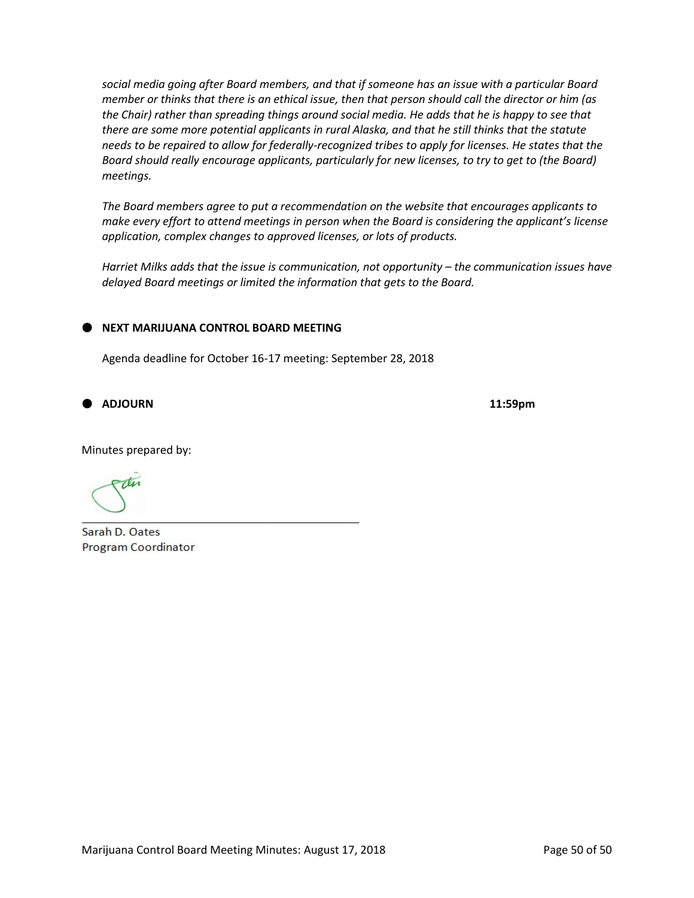*social media going after Board members, and that if someone has an issue with a particular Board member or thinks that there is an ethical issue, then that person should call the director or him (as the Chair) rather than spreading things around social media. He adds that he is happy to see that there are some more potential applicants in rural Alaska, and that he still thinks that the statute needs to be repaired to allow for federally-recognized tribes to apply for licenses. He states that the Board should really encourage applicants, particularly for new licenses, to try to get to (the Board) meetings.*

*The Board members agree to put a recommendation on the website that encourages applicants to make every effort to attend meetings in person when the Board is considering the applicant's license application, complex changes to approved licenses, or lots of products.*

*Harriet Milks adds that the issue is communication, not opportunity – the communication issues have delayed Board meetings or limited the information that gets to the Board.*

- **NEXT MARIJUANA CONTROL BOARD MEETING**

  Agenda deadline for October 16-17 meeting: September 28, 2018

- **ADJOURN** **11:59pm**

Minutes prepared by:

_______________________________________

Sarah D. Oates
Program Coordinator